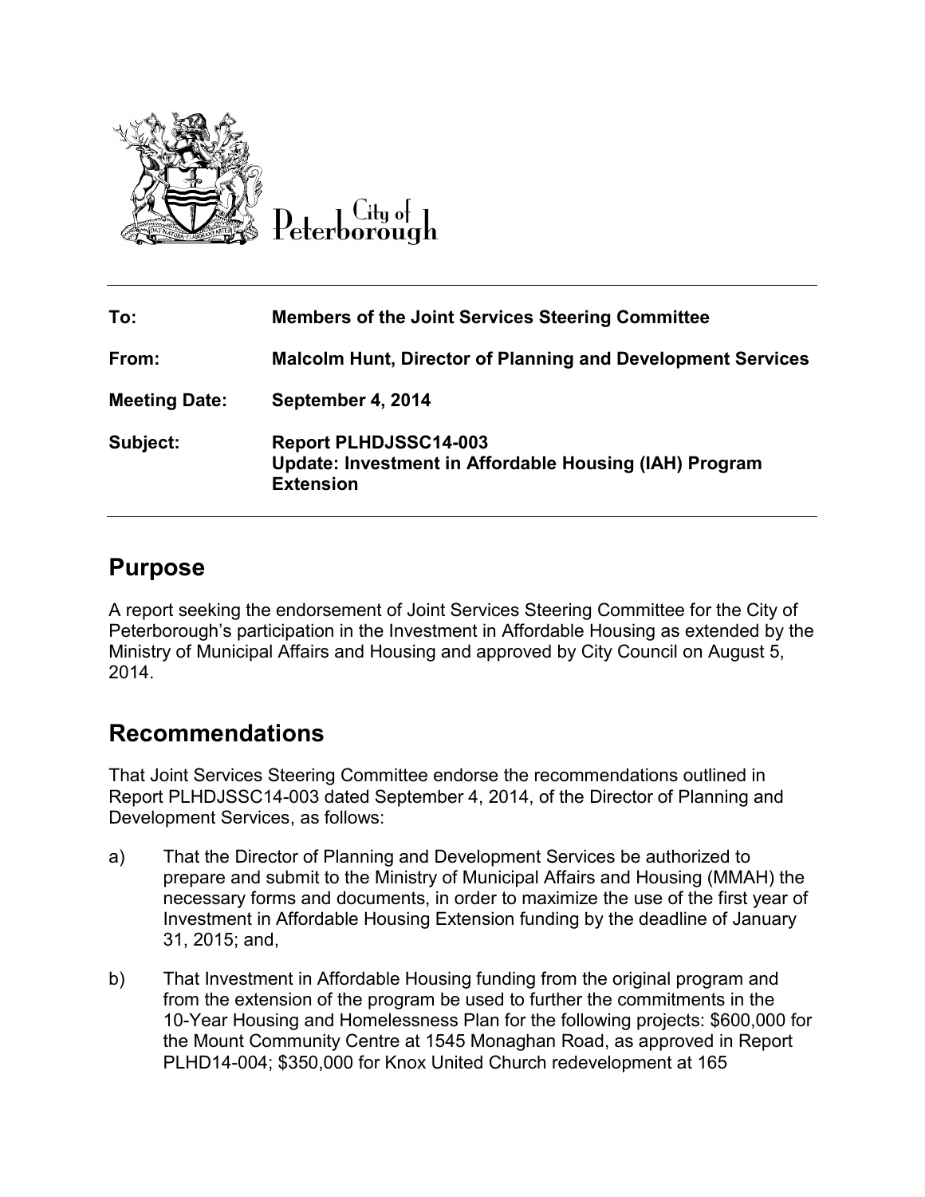City of Peterborough

| | |
|---|---|
| **To:** | **Members of the Joint Services Steering Committee** |
| **From:** | **Malcolm Hunt, Director of Planning and Development Services** |
| **Meeting Date:** | **September 4, 2014** |
| **Subject:** | **Report PLHDJSSC14-003**<br>**Update: Investment in Affordable Housing (IAH) Program Extension** |

## Purpose

A report seeking the endorsement of Joint Services Steering Committee for the City of Peterborough's participation in the Investment in Affordable Housing as extended by the Ministry of Municipal Affairs and Housing and approved by City Council on August 5, 2014.

## Recommendations

That Joint Services Steering Committee endorse the recommendations outlined in Report PLHDJSSC14-003 dated September 4, 2014, of the Director of Planning and Development Services, as follows:

a) That the Director of Planning and Development Services be authorized to prepare and submit to the Ministry of Municipal Affairs and Housing (MMAH) the necessary forms and documents, in order to maximize the use of the first year of Investment in Affordable Housing Extension funding by the deadline of January 31, 2015; and,

b) That Investment in Affordable Housing funding from the original program and from the extension of the program be used to further the commitments in the 10-Year Housing and Homelessness Plan for the following projects: $600,000 for the Mount Community Centre at 1545 Monaghan Road, as approved in Report PLHD14-004; $350,000 for Knox United Church redevelopment at 165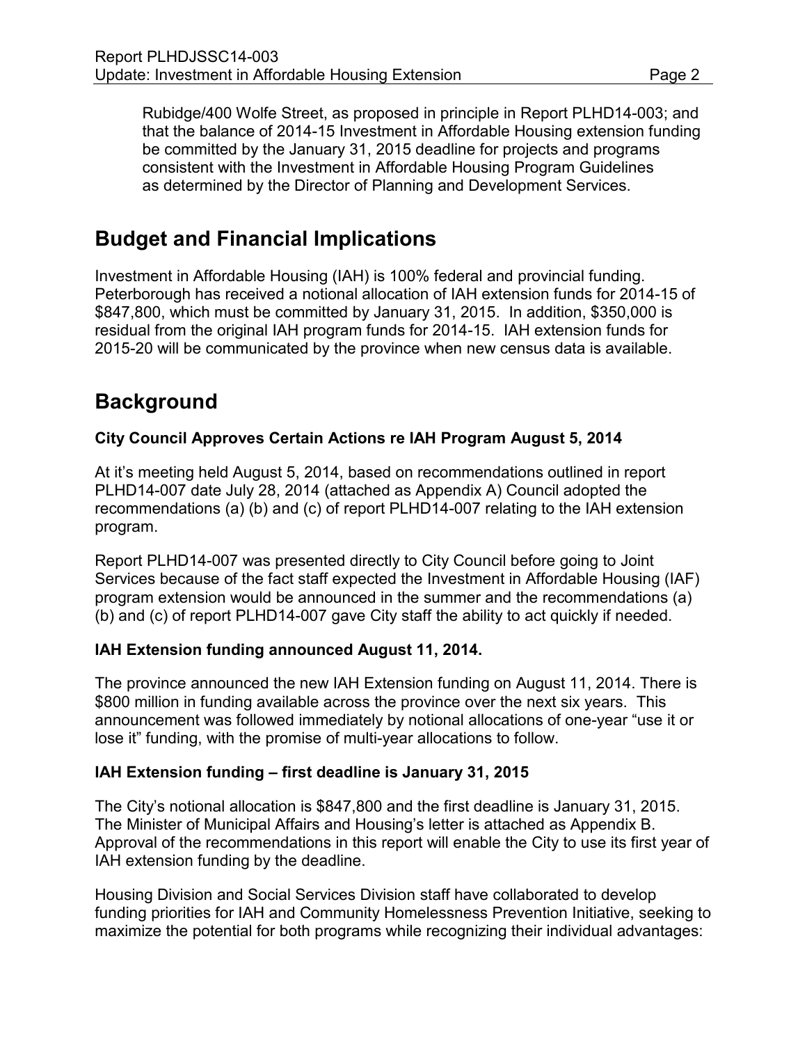Rubidge/400 Wolfe Street, as proposed in principle in Report PLHD14-003; and that the balance of 2014-15 Investment in Affordable Housing extension funding be committed by the January 31, 2015 deadline for projects and programs consistent with the Investment in Affordable Housing Program Guidelines as determined by the Director of Planning and Development Services.

## Budget and Financial Implications

Investment in Affordable Housing (IAH) is 100% federal and provincial funding. Peterborough has received a notional allocation of IAH extension funds for 2014-15 of \$847,800, which must be committed by January 31, 2015. In addition, \$350,000 is residual from the original IAH program funds for 2014-15. IAH extension funds for 2015-20 will be communicated by the province when new census data is available.

## Background

### City Council Approves Certain Actions re IAH Program August 5, 2014

At it's meeting held August 5, 2014, based on recommendations outlined in report PLHD14-007 date July 28, 2014 (attached as Appendix A) Council adopted the recommendations (a) (b) and (c) of report PLHD14-007 relating to the IAH extension program.

Report PLHD14-007 was presented directly to City Council before going to Joint Services because of the fact staff expected the Investment in Affordable Housing (IAF) program extension would be announced in the summer and the recommendations (a) (b) and (c) of report PLHD14-007 gave City staff the ability to act quickly if needed.

### IAH Extension funding announced August 11, 2014.

The province announced the new IAH Extension funding on August 11, 2014. There is \$800 million in funding available across the province over the next six years. This announcement was followed immediately by notional allocations of one-year "use it or lose it" funding, with the promise of multi-year allocations to follow.

### IAH Extension funding – first deadline is January 31, 2015

The City's notional allocation is \$847,800 and the first deadline is January 31, 2015. The Minister of Municipal Affairs and Housing's letter is attached as Appendix B. Approval of the recommendations in this report will enable the City to use its first year of IAH extension funding by the deadline.

Housing Division and Social Services Division staff have collaborated to develop funding priorities for IAH and Community Homelessness Prevention Initiative, seeking to maximize the potential for both programs while recognizing their individual advantages: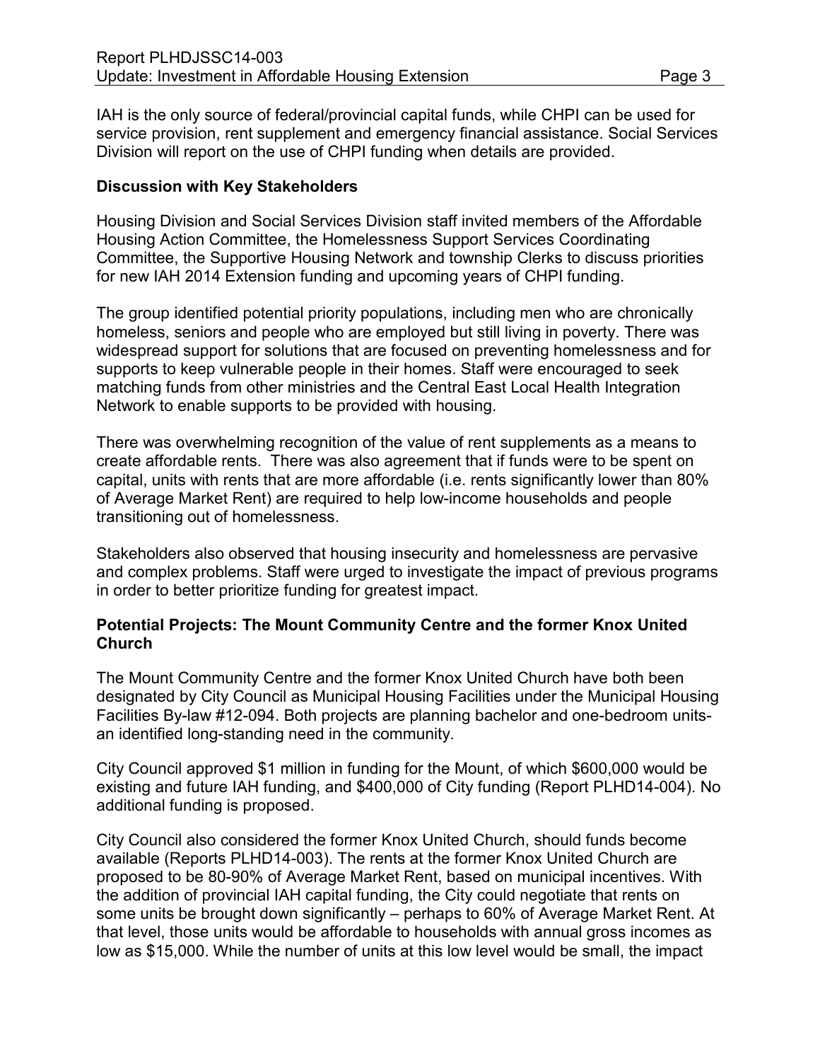IAH is the only source of federal/provincial capital funds, while CHPI can be used for service provision, rent supplement and emergency financial assistance. Social Services Division will report on the use of CHPI funding when details are provided.

**Discussion with Key Stakeholders**

Housing Division and Social Services Division staff invited members of the Affordable Housing Action Committee, the Homelessness Support Services Coordinating Committee, the Supportive Housing Network and township Clerks to discuss priorities for new IAH 2014 Extension funding and upcoming years of CHPI funding.

The group identified potential priority populations, including men who are chronically homeless, seniors and people who are employed but still living in poverty. There was widespread support for solutions that are focused on preventing homelessness and for supports to keep vulnerable people in their homes. Staff were encouraged to seek matching funds from other ministries and the Central East Local Health Integration Network to enable supports to be provided with housing.

There was overwhelming recognition of the value of rent supplements as a means to create affordable rents. There was also agreement that if funds were to be spent on capital, units with rents that are more affordable (i.e. rents significantly lower than 80% of Average Market Rent) are required to help low-income households and people transitioning out of homelessness.

Stakeholders also observed that housing insecurity and homelessness are pervasive and complex problems. Staff were urged to investigate the impact of previous programs in order to better prioritize funding for greatest impact.

**Potential Projects: The Mount Community Centre and the former Knox United Church**

The Mount Community Centre and the former Knox United Church have both been designated by City Council as Municipal Housing Facilities under the Municipal Housing Facilities By-law #12-094. Both projects are planning bachelor and one-bedroom units- an identified long-standing need in the community.

City Council approved $1 million in funding for the Mount, of which $600,000 would be existing and future IAH funding, and $400,000 of City funding (Report PLHD14-004). No additional funding is proposed.

City Council also considered the former Knox United Church, should funds become available (Reports PLHD14-003). The rents at the former Knox United Church are proposed to be 80-90% of Average Market Rent, based on municipal incentives. With the addition of provincial IAH capital funding, the City could negotiate that rents on some units be brought down significantly – perhaps to 60% of Average Market Rent. At that level, those units would be affordable to households with annual gross incomes as low as $15,000. While the number of units at this low level would be small, the impact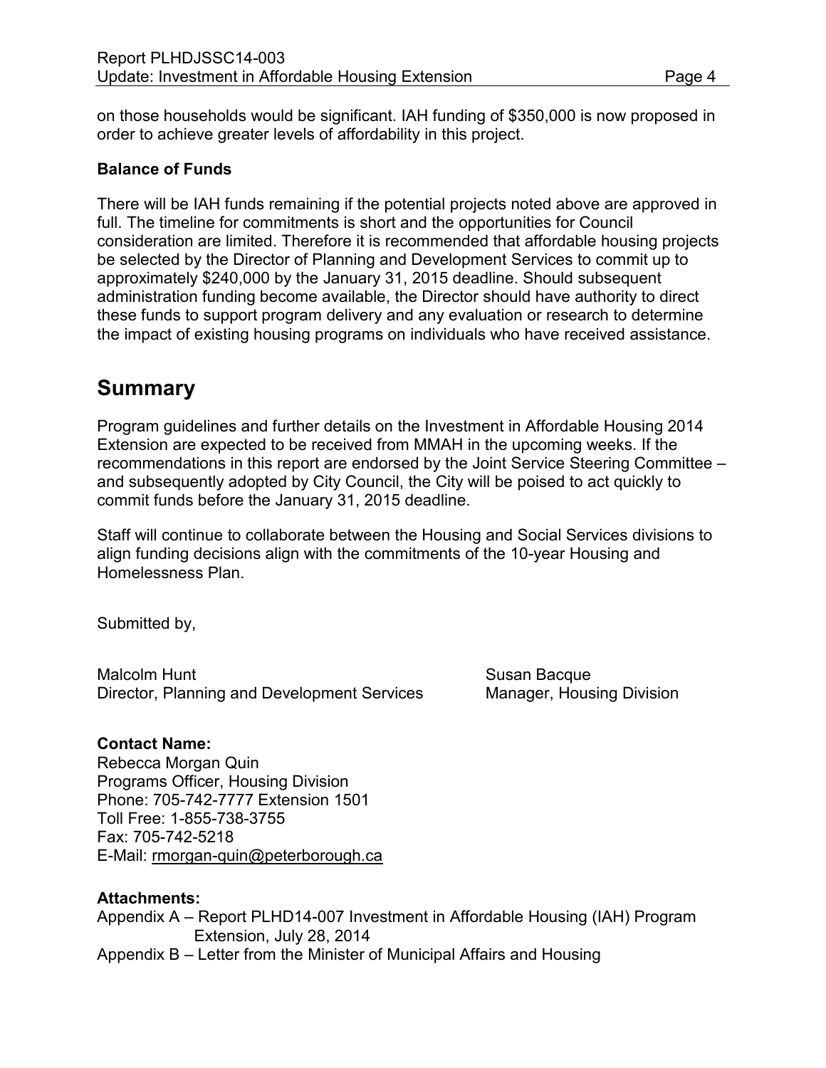on those households would be significant. IAH funding of $350,000 is now proposed in order to achieve greater levels of affordability in this project.

**Balance of Funds**

There will be IAH funds remaining if the potential projects noted above are approved in full. The timeline for commitments is short and the opportunities for Council consideration are limited. Therefore it is recommended that affordable housing projects be selected by the Director of Planning and Development Services to commit up to approximately $240,000 by the January 31, 2015 deadline. Should subsequent administration funding become available, the Director should have authority to direct these funds to support program delivery and any evaluation or research to determine the impact of existing housing programs on individuals who have received assistance.

## Summary

Program guidelines and further details on the Investment in Affordable Housing 2014 Extension are expected to be received from MMAH in the upcoming weeks. If the recommendations in this report are endorsed by the Joint Service Steering Committee – and subsequently adopted by City Council, the City will be poised to act quickly to commit funds before the January 31, 2015 deadline.

Staff will continue to collaborate between the Housing and Social Services divisions to align funding decisions align with the commitments of the 10-year Housing and Homelessness Plan.

Submitted by,

Malcolm Hunt
Director, Planning and Development Services

Susan Bacque
Manager, Housing Division

**Contact Name:**
Rebecca Morgan Quin
Programs Officer, Housing Division
Phone: 705-742-7777 Extension 1501
Toll Free: 1-855-738-3755
Fax: 705-742-5218
E-Mail: rmorgan-quin@peterborough.ca

**Attachments:**
Appendix A – Report PLHD14-007 Investment in Affordable Housing (IAH) Program Extension, July 28, 2014
Appendix B – Letter from the Minister of Municipal Affairs and Housing